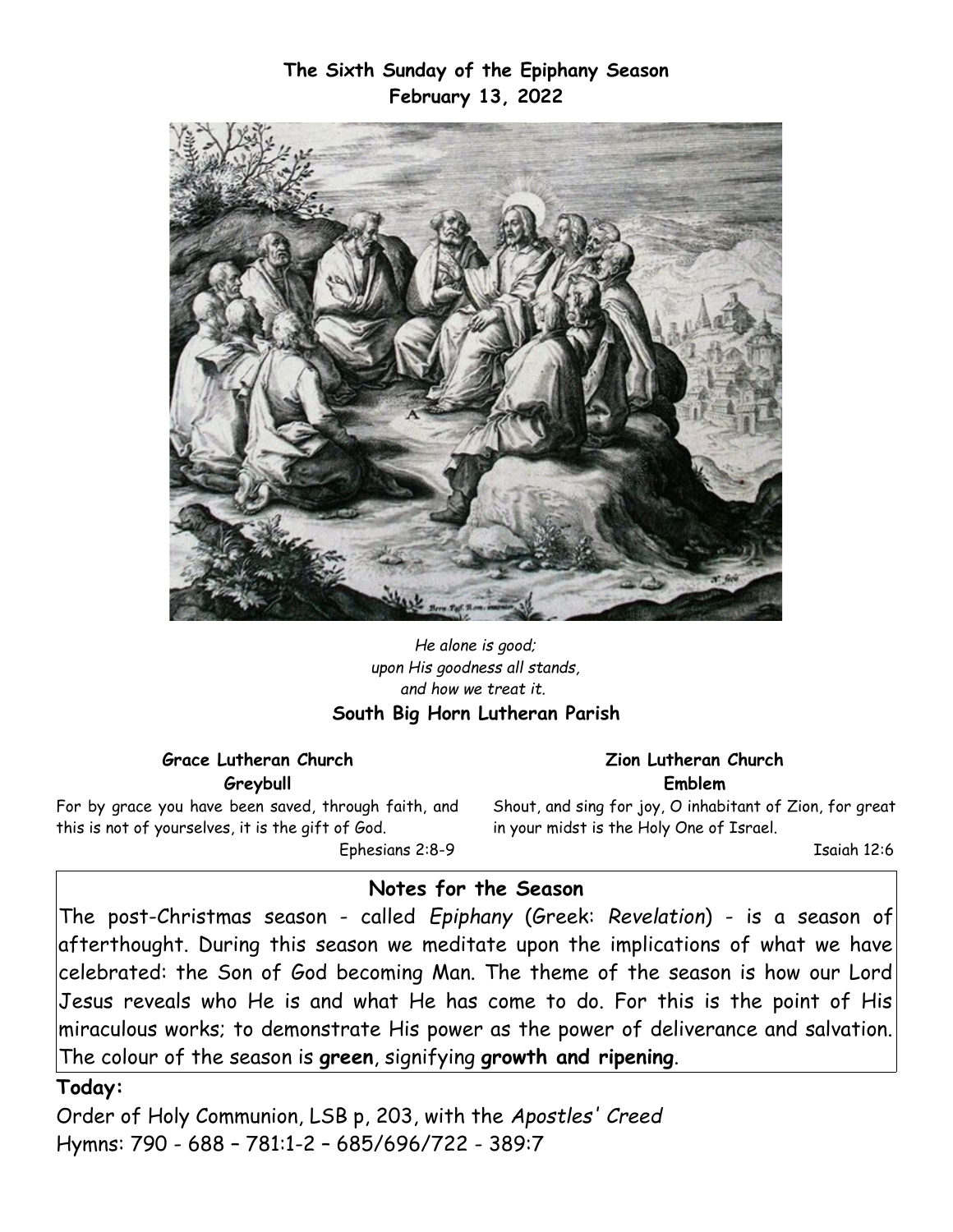**The Sixth Sunday of the Epiphany Season**
**February 13, 2022**

*He alone is good;*
*upon His goodness all stands,*
*and how we treat it.*

**South Big Horn Lutheran Parish**

**Grace Lutheran Church**
**Greybull**

For by grace you have been saved, through faith, and this is not of yourselves, it is the gift of God.

Ephesians 2:8-9

**Zion Lutheran Church**
**Emblem**

Shout, and sing for joy, O inhabitant of Zion, for great in your midst is the Holy One of Israel.

Isaiah 12:6

## Notes for the Season

The post-Christmas season - called *Epiphany* (Greek: *Revelation*) - is a season of afterthought. During this season we meditate upon the implications of what we have celebrated: the Son of God becoming Man. The theme of the season is how our Lord Jesus reveals who He is and what He has come to do. For this is the point of His miraculous works; to demonstrate His power as the power of deliverance and salvation. The colour of the season is **green**, signifying **growth and ripening**.

**Today:**

Order of Holy Communion, LSB p, 203, with the *Apostles' Creed*
Hymns: 790 - 688 – 781:1-2 – 685/696/722 - 389:7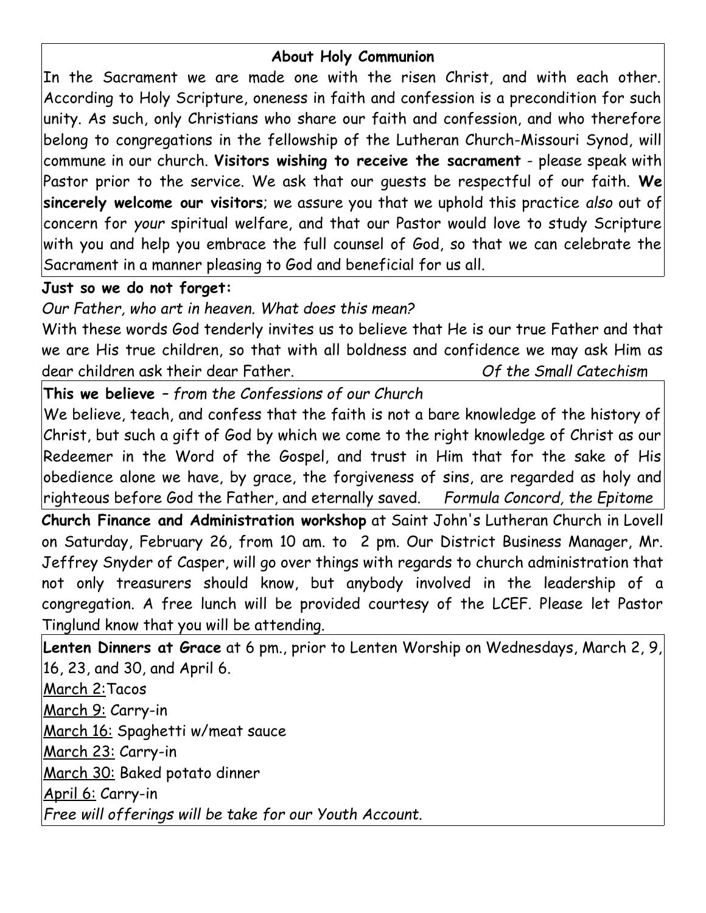## About Holy Communion

In the Sacrament we are made one with the risen Christ, and with each other. According to Holy Scripture, oneness in faith and confession is a precondition for such unity. As such, only Christians who share our faith and confession, and who therefore belong to congregations in the fellowship of the Lutheran Church-Missouri Synod, will commune in our church. **Visitors wishing to receive the sacrament** - please speak with Pastor prior to the service. We ask that our guests be respectful of our faith. **We sincerely welcome our visitors**; we assure you that we uphold this practice *also* out of concern for *your* spiritual welfare, and that our Pastor would love to study Scripture with you and help you embrace the full counsel of God, so that we can celebrate the Sacrament in a manner pleasing to God and beneficial for us all.

**Just so we do not forget:**

*Our Father, who art in heaven. What does this mean?*

With these words God tenderly invites us to believe that He is our true Father and that we are His true children, so that with all boldness and confidence we may ask Him as dear children ask their dear Father. *Of the Small Catechism*

**This we believe** – *from the Confessions of our Church*

We believe, teach, and confess that the faith is not a bare knowledge of the history of Christ, but such a gift of God by which we come to the right knowledge of Christ as our Redeemer in the Word of the Gospel, and trust in Him that for the sake of His obedience alone we have, by grace, the forgiveness of sins, are regarded as holy and righteous before God the Father, and eternally saved. *Formula Concord, the Epitome*

**Church Finance and Administration workshop** at Saint John's Lutheran Church in Lovell on Saturday, February 26, from 10 am. to 2 pm. Our District Business Manager, Mr. Jeffrey Snyder of Casper, will go over things with regards to church administration that not only treasurers should know, but anybody involved in the leadership of a congregation. A free lunch will be provided courtesy of the LCEF. Please let Pastor Tinglund know that you will be attending.

**Lenten Dinners at Grace** at 6 pm., prior to Lenten Worship on Wednesdays, March 2, 9, 16, 23, and 30, and April 6.

March 2: Tacos
March 9: Carry-in
March 16: Spaghetti w/meat sauce
March 23: Carry-in
March 30: Baked potato dinner
April 6: Carry-in

*Free will offerings will be take for our Youth Account.*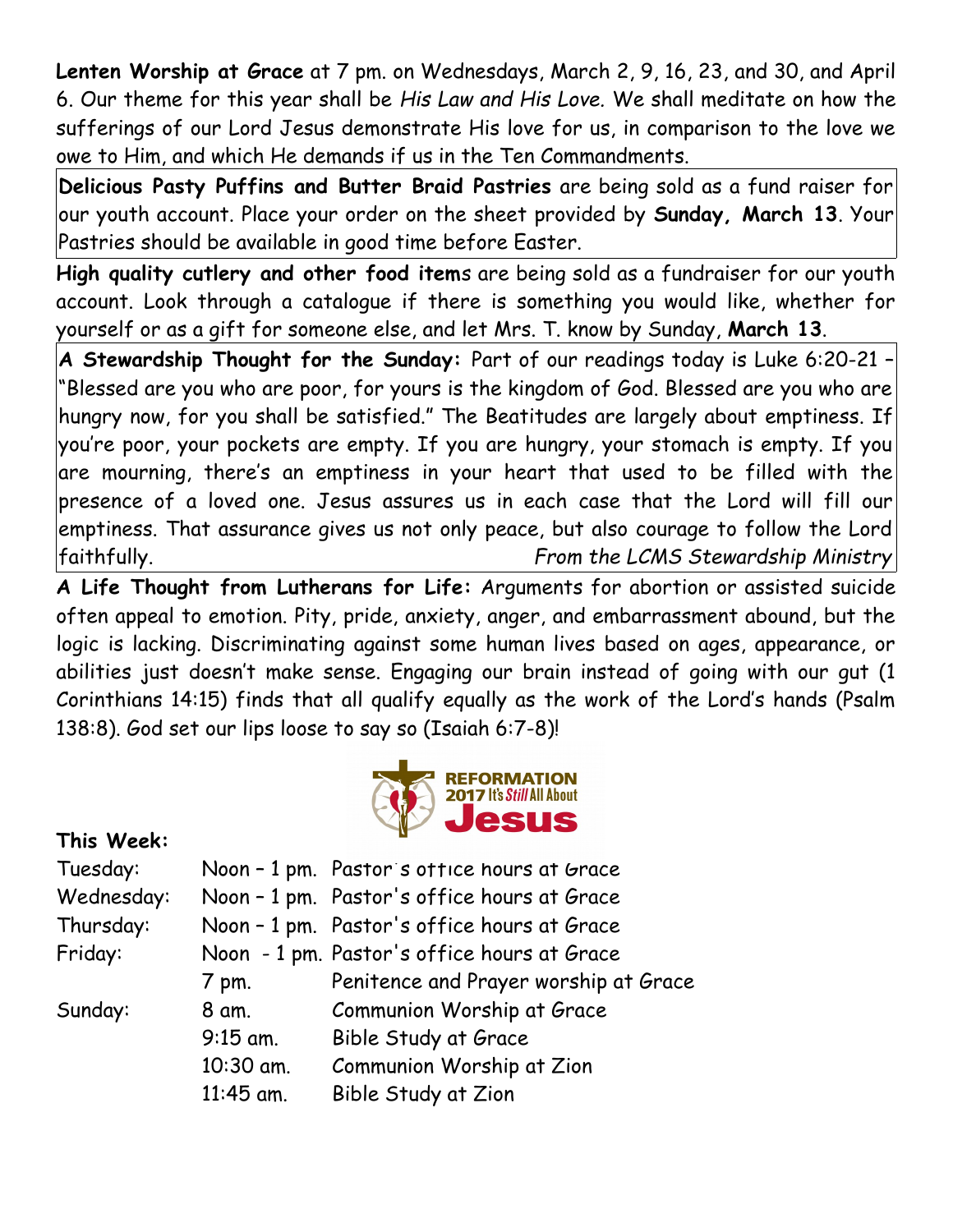**Lenten Worship at Grace** at 7 pm. on Wednesdays, March 2, 9, 16, 23, and 30, and April 6. Our theme for this year shall be *His Law and His Love.* We shall meditate on how the sufferings of our Lord Jesus demonstrate His love for us, in comparison to the love we owe to Him, and which He demands if us in the Ten Commandments.

**Delicious Pasty Puffins and Butter Braid Pastries** are being sold as a fund raiser for our youth account. Place your order on the sheet provided by **Sunday, March 13**. Your Pastries should be available in good time before Easter.

**High quality cutlery and other food item**s are being sold as a fundraiser for our youth account. Look through a catalogue if there is something you would like, whether for yourself or as a gift for someone else, and let Mrs. T. know by Sunday, **March 13**.

**A Stewardship Thought for the Sunday:** Part of our readings today is Luke 6:20-21 – "Blessed are you who are poor, for yours is the kingdom of God. Blessed are you who are hungry now, for you shall be satisfied." The Beatitudes are largely about emptiness. If you're poor, your pockets are empty. If you are hungry, your stomach is empty. If you are mourning, there's an emptiness in your heart that used to be filled with the presence of a loved one. Jesus assures us in each case that the Lord will fill our emptiness. That assurance gives us not only peace, but also courage to follow the Lord faithfully. *From the LCMS Stewardship Ministry*

**A Life Thought from Lutherans for Life:** Arguments for abortion or assisted suicide often appeal to emotion. Pity, pride, anxiety, anger, and embarrassment abound, but the logic is lacking. Discriminating against some human lives based on ages, appearance, or abilities just doesn't make sense. Engaging our brain instead of going with our gut (1 Corinthians 14:15) finds that all qualify equally as the work of the Lord's hands (Psalm 138:8). God set our lips loose to say so (Isaiah 6:7-8)!

REFORMATION 2017 It's *Still* All About Jesus

**This Week:**

| | | |
|---|---|---|
| Tuesday: | Noon – 1 pm. | Pastor's office hours at Grace |
| Wednesday: | Noon – 1 pm. | Pastor's office hours at Grace |
| Thursday: | Noon – 1 pm. | Pastor's office hours at Grace |
| Friday: | Noon - 1 pm. | Pastor's office hours at Grace |
| | 7 pm. | Penitence and Prayer worship at Grace |
| Sunday: | 8 am. | Communion Worship at Grace |
| | 9:15 am. | Bible Study at Grace |
| | 10:30 am. | Communion Worship at Zion |
| | 11:45 am. | Bible Study at Zion |